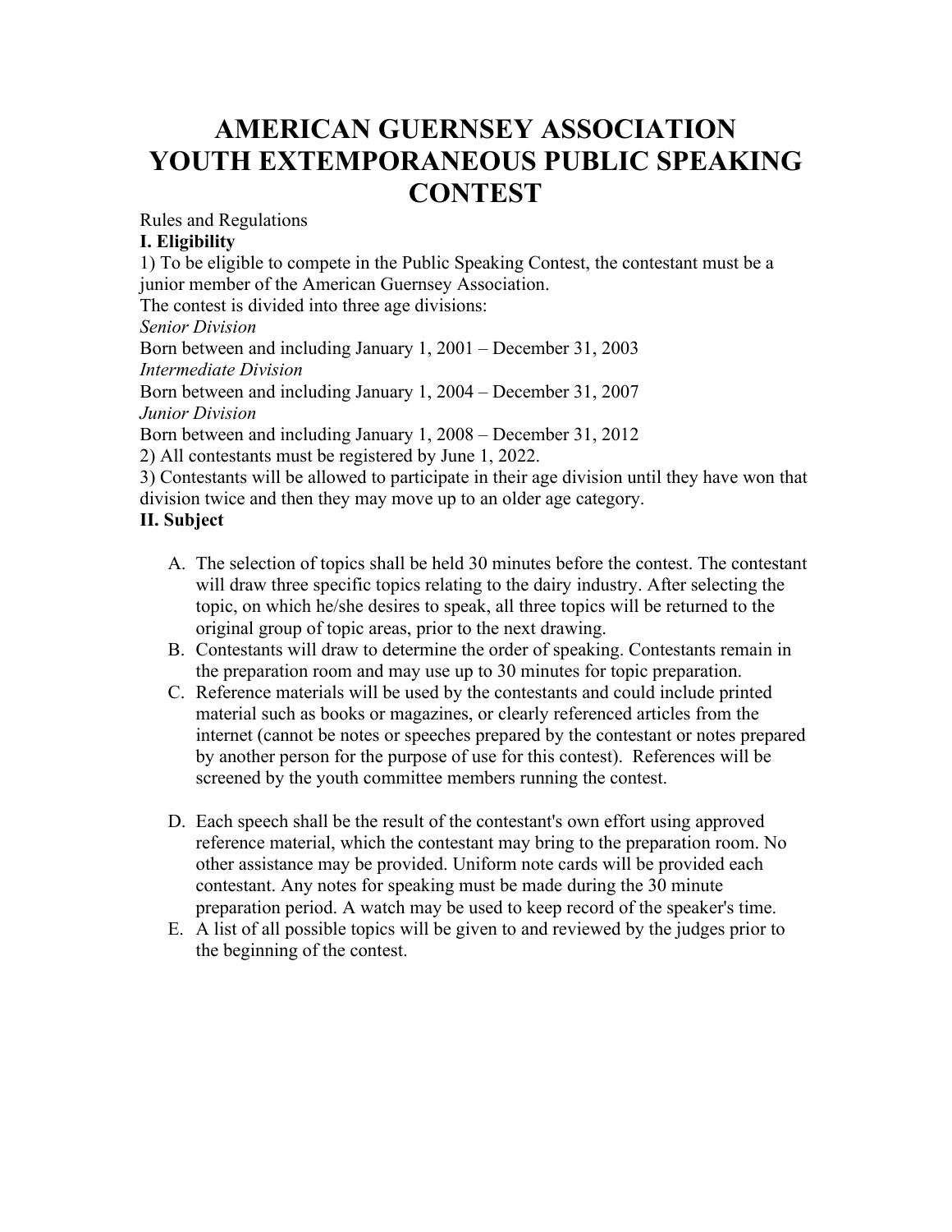# AMERICAN GUERNSEY ASSOCIATION YOUTH EXTEMPORANEOUS PUBLIC SPEAKING CONTEST

Rules and Regulations

**I. Eligibility**

1) To be eligible to compete in the Public Speaking Contest, the contestant must be a junior member of the American Guernsey Association.

The contest is divided into three age divisions:

*Senior Division*

Born between and including January 1, 2001 – December 31, 2003

*Intermediate Division*

Born between and including January 1, 2004 – December 31, 2007

*Junior Division*

Born between and including January 1, 2008 – December 31, 2012

2) All contestants must be registered by June 1, 2022.

3) Contestants will be allowed to participate in their age division until they have won that division twice and then they may move up to an older age category.

**II. Subject**

A. The selection of topics shall be held 30 minutes before the contest. The contestant will draw three specific topics relating to the dairy industry. After selecting the topic, on which he/she desires to speak, all three topics will be returned to the original group of topic areas, prior to the next drawing.

B. Contestants will draw to determine the order of speaking. Contestants remain in the preparation room and may use up to 30 minutes for topic preparation.

C. Reference materials will be used by the contestants and could include printed material such as books or magazines, or clearly referenced articles from the internet (cannot be notes or speeches prepared by the contestant or notes prepared by another person for the purpose of use for this contest). References will be screened by the youth committee members running the contest.

D. Each speech shall be the result of the contestant's own effort using approved reference material, which the contestant may bring to the preparation room. No other assistance may be provided. Uniform note cards will be provided each contestant. Any notes for speaking must be made during the 30 minute preparation period. A watch may be used to keep record of the speaker's time.

E. A list of all possible topics will be given to and reviewed by the judges prior to the beginning of the contest.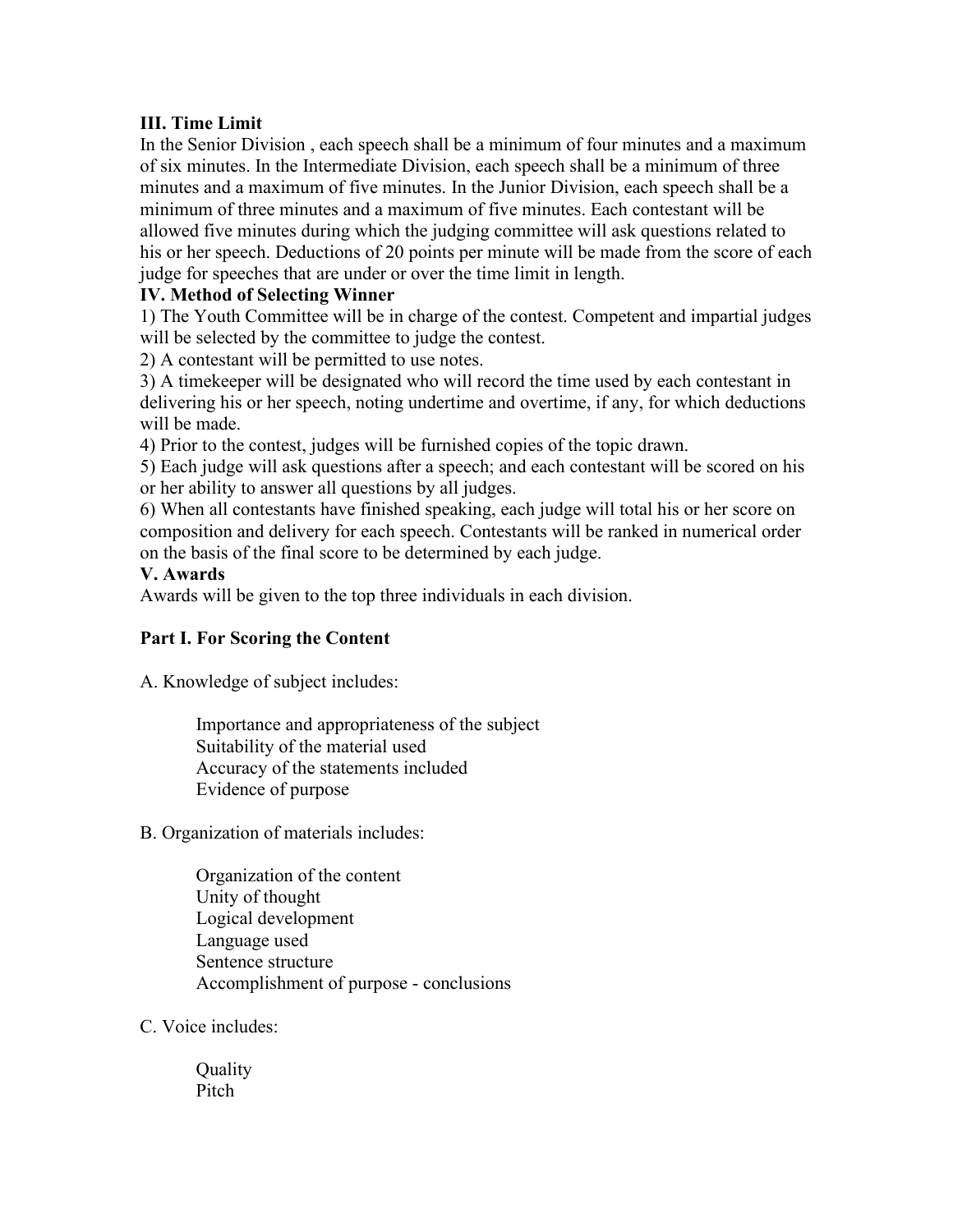### III. Time Limit

In the Senior Division , each speech shall be a minimum of four minutes and a maximum of six minutes. In the Intermediate Division, each speech shall be a minimum of three minutes and a maximum of five minutes. In the Junior Division, each speech shall be a minimum of three minutes and a maximum of five minutes. Each contestant will be allowed five minutes during which the judging committee will ask questions related to his or her speech. Deductions of 20 points per minute will be made from the score of each judge for speeches that are under or over the time limit in length.

### IV. Method of Selecting Winner

1) The Youth Committee will be in charge of the contest. Competent and impartial judges will be selected by the committee to judge the contest.

2) A contestant will be permitted to use notes.

3) A timekeeper will be designated who will record the time used by each contestant in delivering his or her speech, noting undertime and overtime, if any, for which deductions will be made.

4) Prior to the contest, judges will be furnished copies of the topic drawn.

5) Each judge will ask questions after a speech; and each contestant will be scored on his or her ability to answer all questions by all judges.

6) When all contestants have finished speaking, each judge will total his or her score on composition and delivery for each speech. Contestants will be ranked in numerical order on the basis of the final score to be determined by each judge.

### V. Awards

Awards will be given to the top three individuals in each division.

### Part I. For Scoring the Content

A. Knowledge of subject includes:

- Importance and appropriateness of the subject
- Suitability of the material used
- Accuracy of the statements included
- Evidence of purpose

B. Organization of materials includes:

- Organization of the content
- Unity of thought
- Logical development
- Language used
- Sentence structure
- Accomplishment of purpose - conclusions

C. Voice includes:

- Quality
- Pitch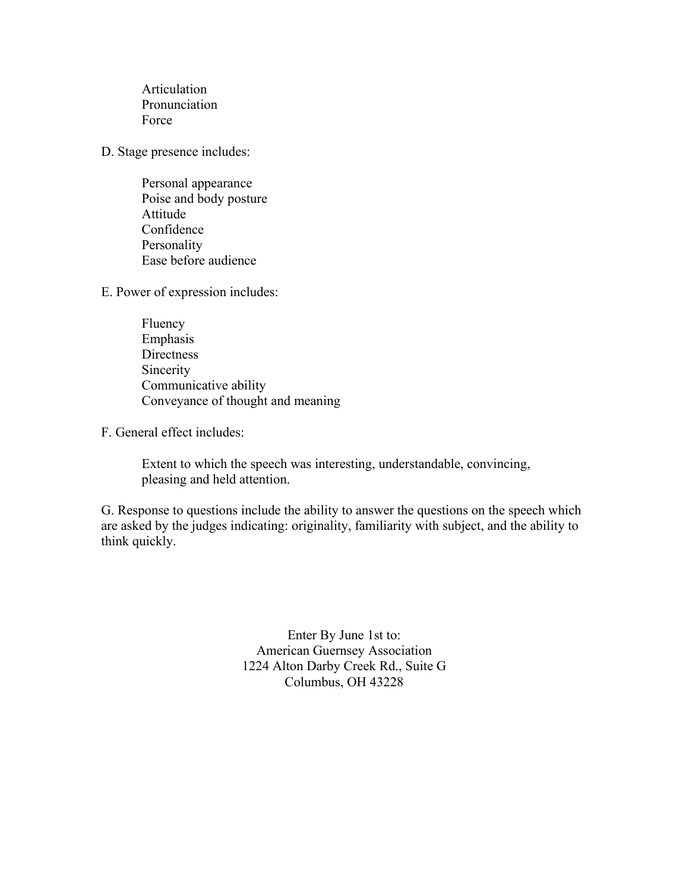Articulation
Pronunciation
Force

D. Stage presence includes:

Personal appearance
Poise and body posture
Attitude
Confidence
Personality
Ease before audience

E. Power of expression includes:

Fluency
Emphasis
Directness
Sincerity
Communicative ability
Conveyance of thought and meaning

F. General effect includes:

Extent to which the speech was interesting, understandable, convincing, pleasing and held attention.

G. Response to questions include the ability to answer the questions on the speech which are asked by the judges indicating: originality, familiarity with subject, and the ability to think quickly.

Enter By June 1st to:
American Guernsey Association
1224 Alton Darby Creek Rd., Suite G
Columbus, OH 43228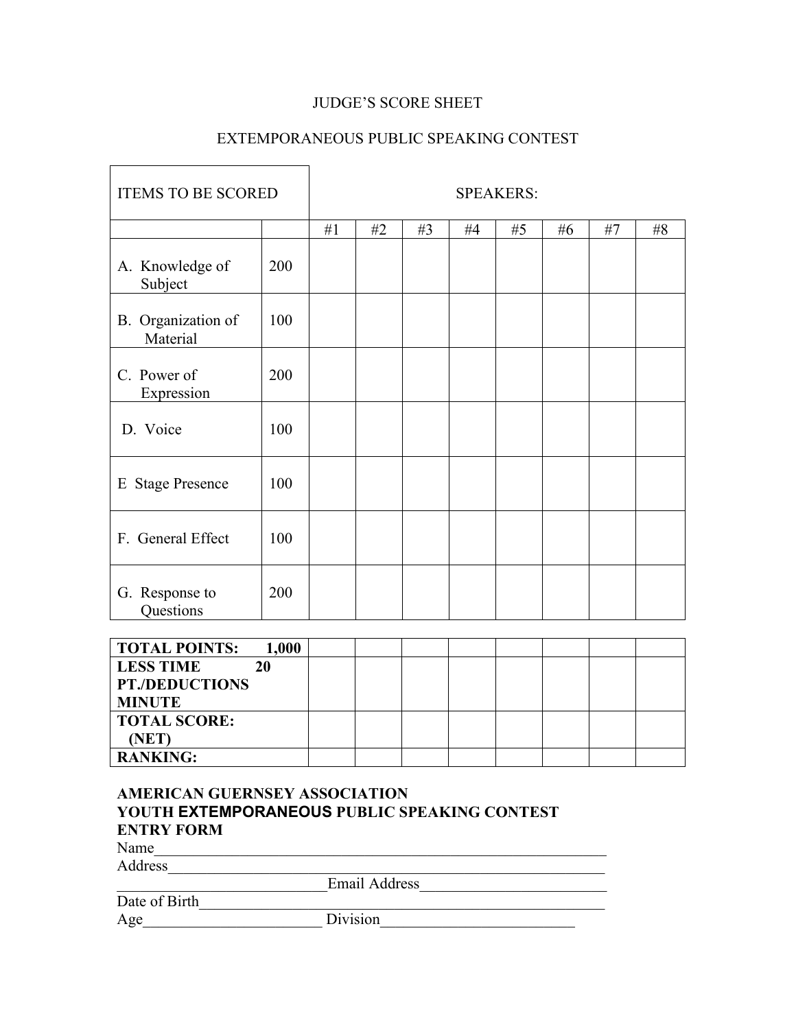JUDGE'S SCORE SHEET

EXTEMPORANEOUS PUBLIC SPEAKING CONTEST

| ITEMS TO BE SCORED | | SPEAKERS: | | | | | | | |
|---|---|---|---|---|---|---|---|---|---|
| | | #1 | #2 | #3 | #4 | #5 | #6 | #7 | #8 |
| A. Knowledge of Subject | 200 | | | | | | | | |
| B. Organization of Material | 100 | | | | | | | | |
| C. Power of Expression | 200 | | | | | | | | |
| D. Voice | 100 | | | | | | | | |
| E Stage Presence | 100 | | | | | | | | |
| F. General Effect | 100 | | | | | | | | |
| G. Response to Questions | 200 | | | | | | | | |

| | | | | | | | | |
|---|---|---|---|---|---|---|---|---|
| **TOTAL POINTS: 1,000** | | | | | | | | |
| **LESS TIME 20 PT./DEDUCTIONS MINUTE** | | | | | | | | |
| **TOTAL SCORE: (NET)** | | | | | | | | |
| **RANKING:** | | | | | | | | |

**AMERICAN GUERNSEY ASSOCIATION**
**YOUTH EXTEMPORANEOUS PUBLIC SPEAKING CONTEST**
**ENTRY FORM**

Name_______________________________________________________________

Address_____________________________________________________________

_________________________Email Address_________________________

Date of Birth________________________________________________________

Age________________________ Division__________________________